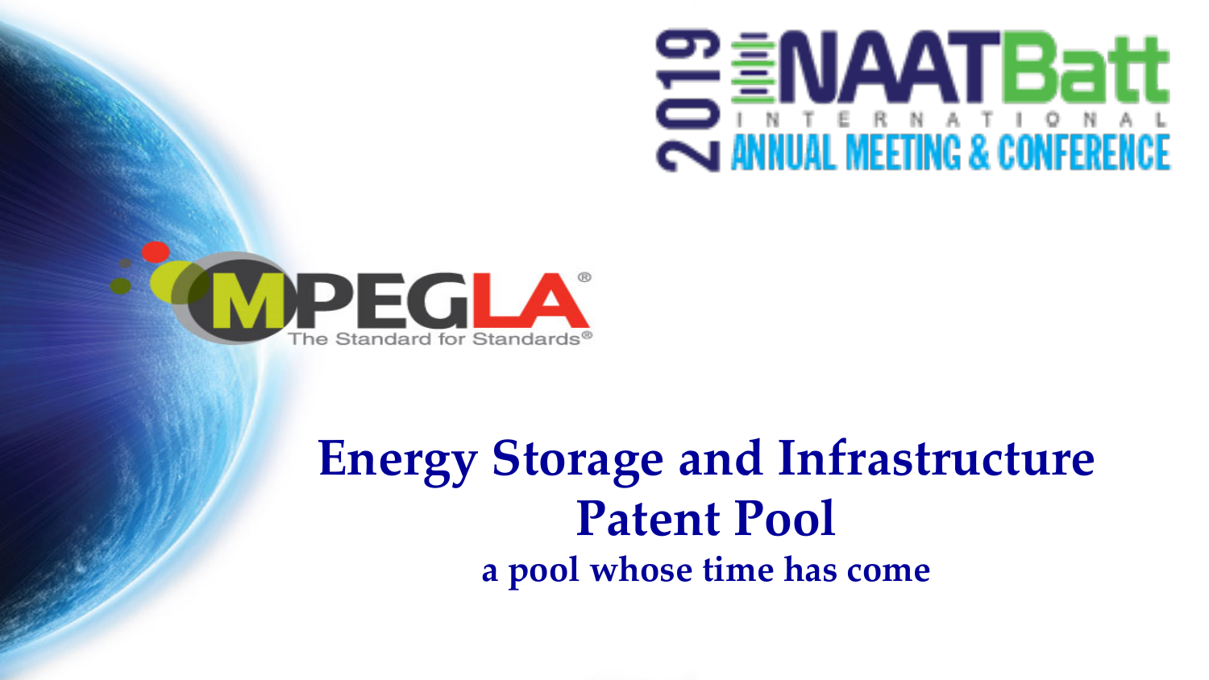2019 NAATBatt INTERNATIONAL ANNUAL MEETING & CONFERENCE

MPEGLA®
The Standard for Standards®

# Energy Storage and Infrastructure Patent Pool

**a pool whose time has come**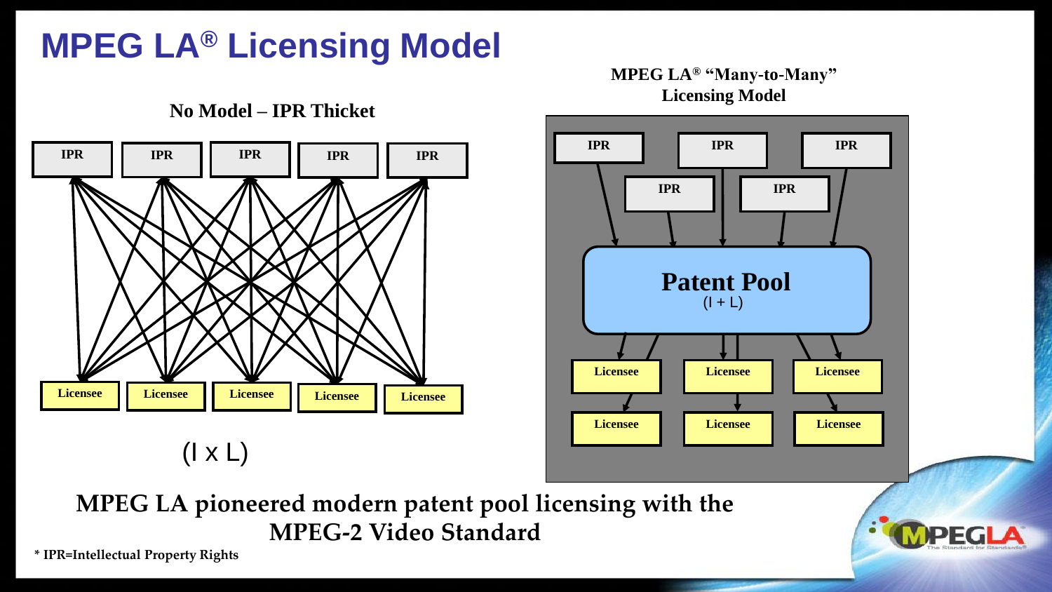# MPEG LA® Licensing Model

**No Model – IPR Thicket**

IPR | IPR | IPR | IPR | IPR

Licensee | Licensee | Licensee | Licensee | Licensee

(I x L)

**MPEG LA® "Many-to-Many" Licensing Model**

IPR | IPR | IPR | IPR | IPR

**Patent Pool**
(I + L)

Licensee | Licensee | Licensee | Licensee | Licensee | Licensee

**MPEG LA pioneered modern patent pool licensing with the MPEG-2 Video Standard**

**\* IPR=Intellectual Property Rights**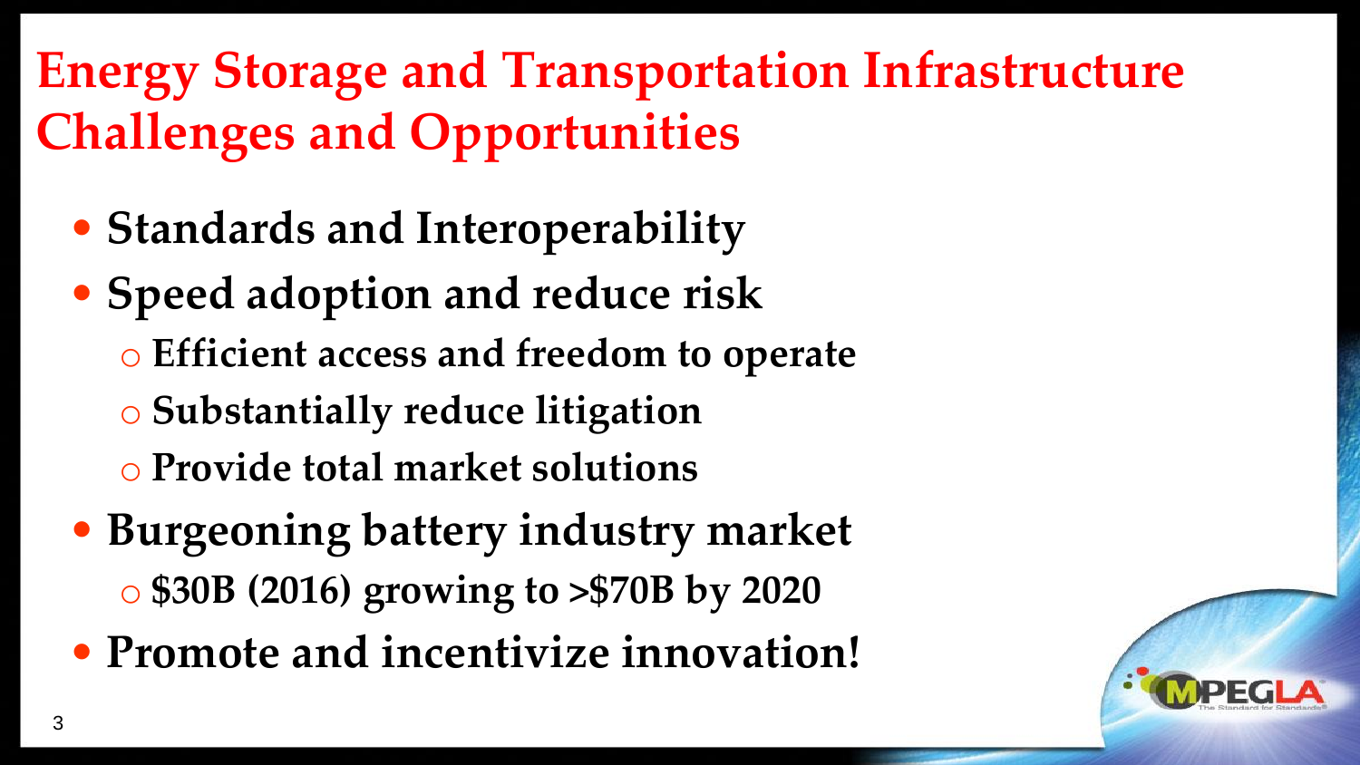# Energy Storage and Transportation Infrastructure Challenges and Opportunities

- **Standards and Interoperability**
- **Speed adoption and reduce risk**
  - **Efficient access and freedom to operate**
  - **Substantially reduce litigation**
  - **Provide total market solutions**
- **Burgeoning battery industry market**
  - **$30B (2016) growing to >$70B by 2020**
- **Promote and incentivize innovation!**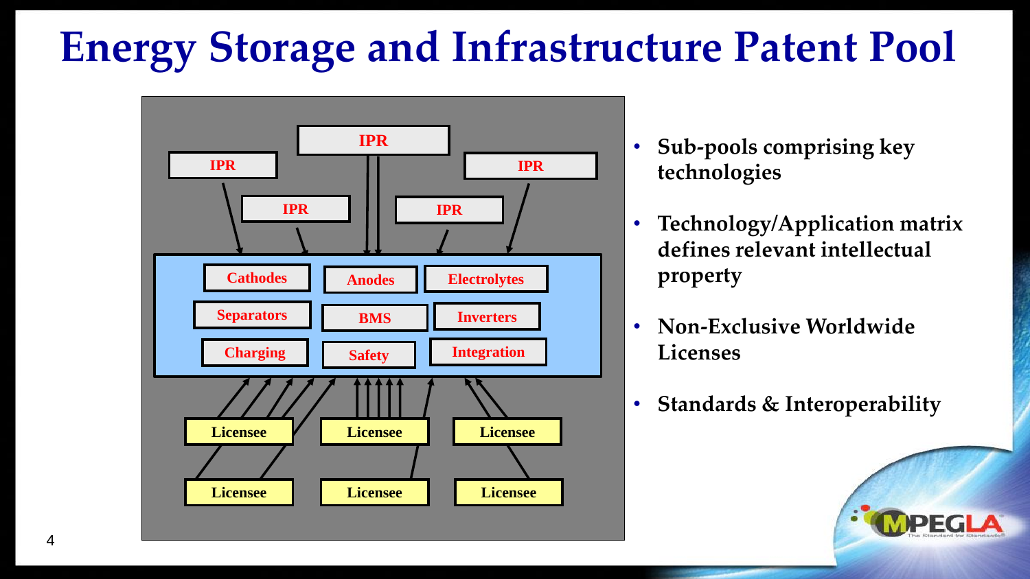# Energy Storage and Infrastructure Patent Pool

IPR | IPR | IPR | IPR | IPR

Cathodes | Anodes | Electrolytes

Separators | BMS | Inverters

Charging | Safety | Integration

Licensee | Licensee | Licensee

Licensee | Licensee | Licensee

- **Sub-pools comprising key technologies**
- **Technology/Application matrix defines relevant intellectual property**
- **Non-Exclusive Worldwide Licenses**
- **Standards & Interoperability**

MPEGLA The Standard for Standards®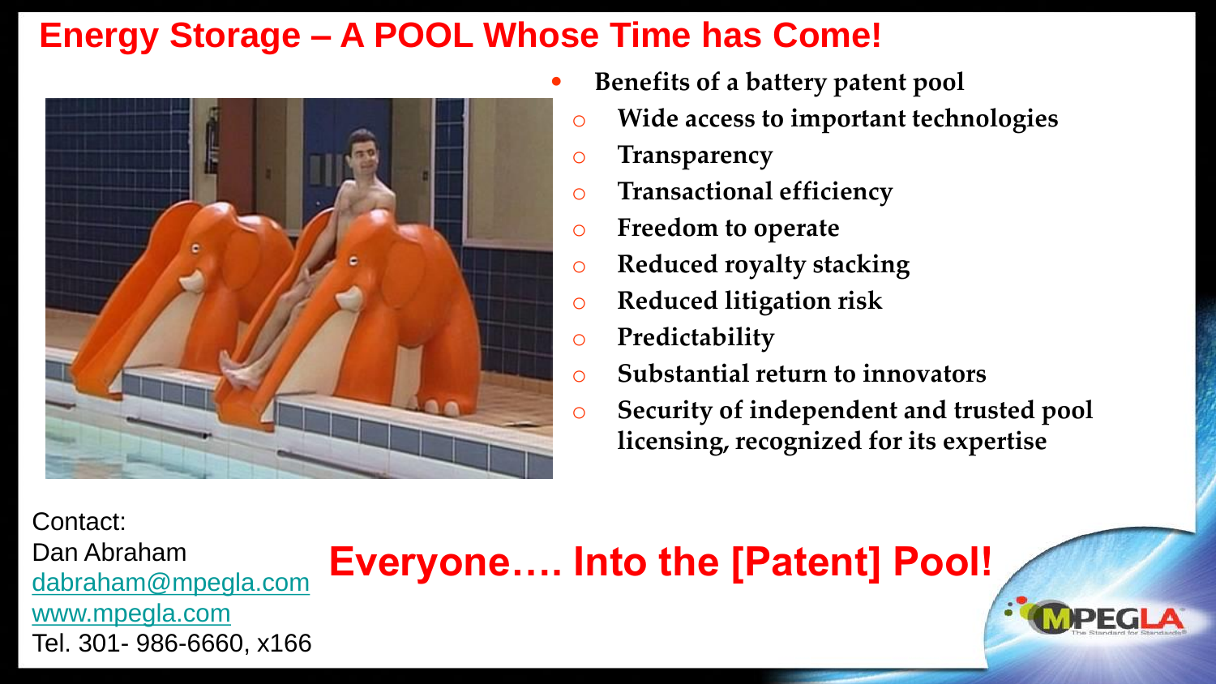# Energy Storage – A POOL Whose Time has Come!

- **Benefits of a battery patent pool**
  - **Wide access to important technologies**
  - **Transparency**
  - **Transactional efficiency**
  - **Freedom to operate**
  - **Reduced royalty stacking**
  - **Reduced litigation risk**
  - **Predictability**
  - **Substantial return to innovators**
  - **Security of independent and trusted pool licensing, recognized for its expertise**

Contact:
Dan Abraham
dabraham@mpegla.com
www.mpegla.com
Tel. 301- 986-6660, x166

## Everyone…. Into the [Patent] Pool!